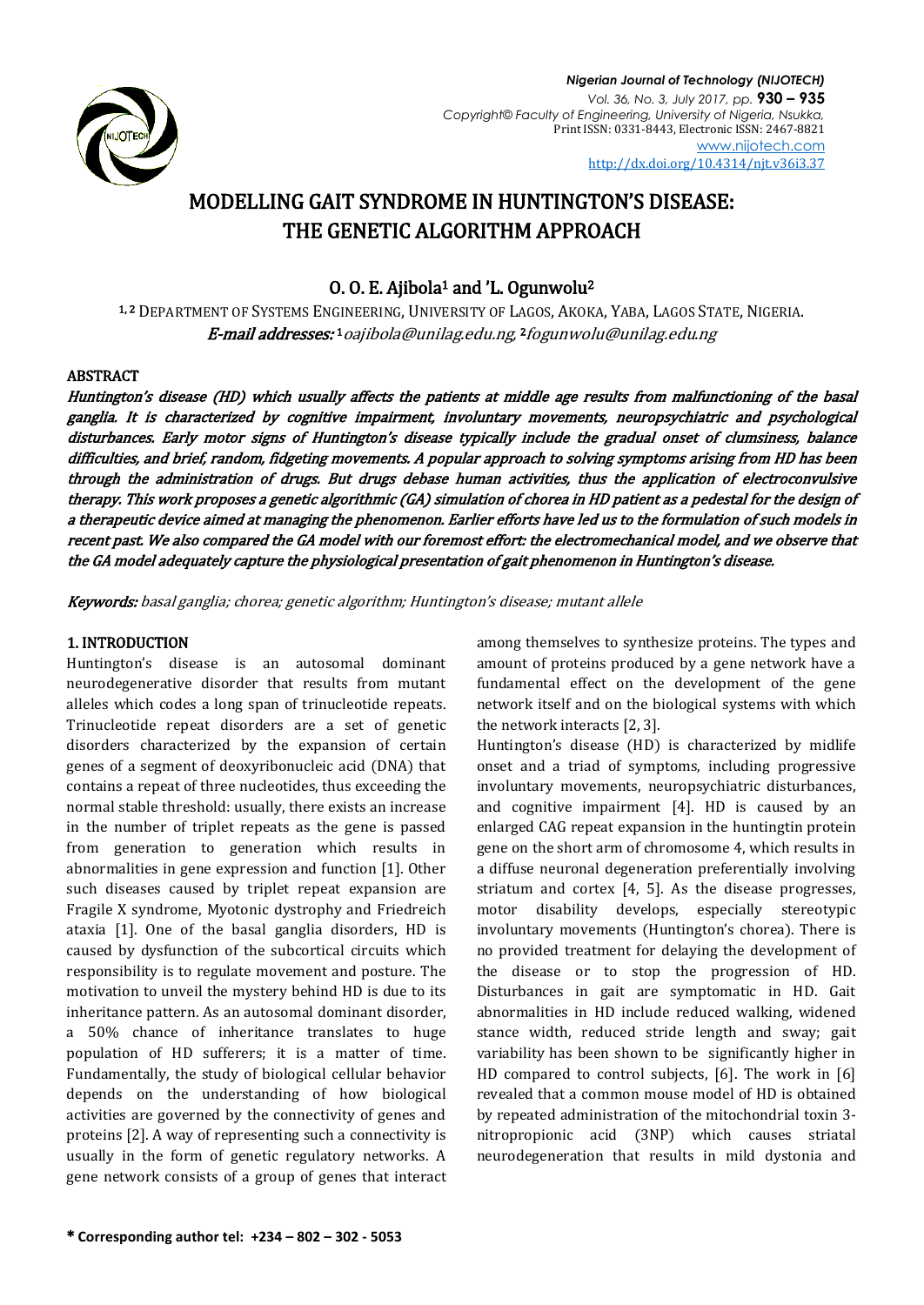# MODELLING GAIT SYNDROME IN HUNTINGTON'S DISEASE: THE GENETIC ALGORITHM APPROACH

**O. O. E. Ajibola[1] and 'L. Ogunwolu[2]**

[1, 2] DEPARTMENT OF SYSTEMS ENGINEERING, UNIVERSITY OF LAGOS, AKOKA, YABA, LAGOS STATE, NIGERIA.
*E-mail addresses:* [1] *oajibola@unilag.edu.ng*, [2] *fogunwolu@unilag.edu.ng*

## ABSTRACT

*Huntington's disease (HD) which usually affects the patients at middle age results from malfunctioning of the basal ganglia. It is characterized by cognitive impairment, involuntary movements, neuropsychiatric and psychological disturbances. Early motor signs of Huntington's disease typically include the gradual onset of clumsiness, balance difficulties, and brief, random, fidgeting movements. A popular approach to solving symptoms arising from HD has been through the administration of drugs. But drugs debase human activities, thus the application of electroconvulsive therapy. This work proposes a genetic algorithmic (GA) simulation of chorea in HD patient as a pedestal for the design of a therapeutic device aimed at managing the phenomenon. Earlier efforts have led us to the formulation of such models in recent past. We also compared the GA model with our foremost effort: the electromechanical model, and we observe that the GA model adequately capture the physiological presentation of gait phenomenon in Huntington's disease.*

***Keywords:*** *basal ganglia; chorea; genetic algorithm; Huntington's disease; mutant allele*

## 1. INTRODUCTION

Huntington's disease is an autosomal dominant neurodegenerative disorder that results from mutant alleles which codes a long span of trinucleotide repeats. Trinucleotide repeat disorders are a set of genetic disorders characterized by the expansion of certain genes of a segment of deoxyribonucleic acid (DNA) that contains a repeat of three nucleotides, thus exceeding the normal stable threshold: usually, there exists an increase in the number of triplet repeats as the gene is passed from generation to generation which results in abnormalities in gene expression and function [1]. Other such diseases caused by triplet repeat expansion are Fragile X syndrome, Myotonic dystrophy and Friedreich ataxia [1]. One of the basal ganglia disorders, HD is caused by dysfunction of the subcortical circuits which responsibility is to regulate movement and posture. The motivation to unveil the mystery behind HD is due to its inheritance pattern. As an autosomal dominant disorder, a 50% chance of inheritance translates to huge population of HD sufferers; it is a matter of time. Fundamentally, the study of biological cellular behavior depends on the understanding of how biological activities are governed by the connectivity of genes and proteins [2]. A way of representing such a connectivity is usually in the form of genetic regulatory networks. A gene network consists of a group of genes that interact among themselves to synthesize proteins. The types and amount of proteins produced by a gene network have a fundamental effect on the development of the gene network itself and on the biological systems with which the network interacts [2, 3].

Huntington's disease (HD) is characterized by midlife onset and a triad of symptoms, including progressive involuntary movements, neuropsychiatric disturbances, and cognitive impairment [4]. HD is caused by an enlarged CAG repeat expansion in the huntingtin protein gene on the short arm of chromosome 4, which results in a diffuse neuronal degeneration preferentially involving striatum and cortex [4, 5]. As the disease progresses, motor disability develops, especially stereotypic involuntary movements (Huntington's chorea). There is no provided treatment for delaying the development of the disease or to stop the progression of HD. Disturbances in gait are symptomatic in HD. Gait abnormalities in HD include reduced walking, widened stance width, reduced stride length and sway; gait variability has been shown to be significantly higher in HD compared to control subjects, [6]. The work in [6] revealed that a common mouse model of HD is obtained by repeated administration of the mitochondrial toxin 3-nitropropionic acid (3NP) which causes striatal neurodegeneration that results in mild dystonia and

**\* Corresponding author tel: +234 – 802 – 302 - 5053**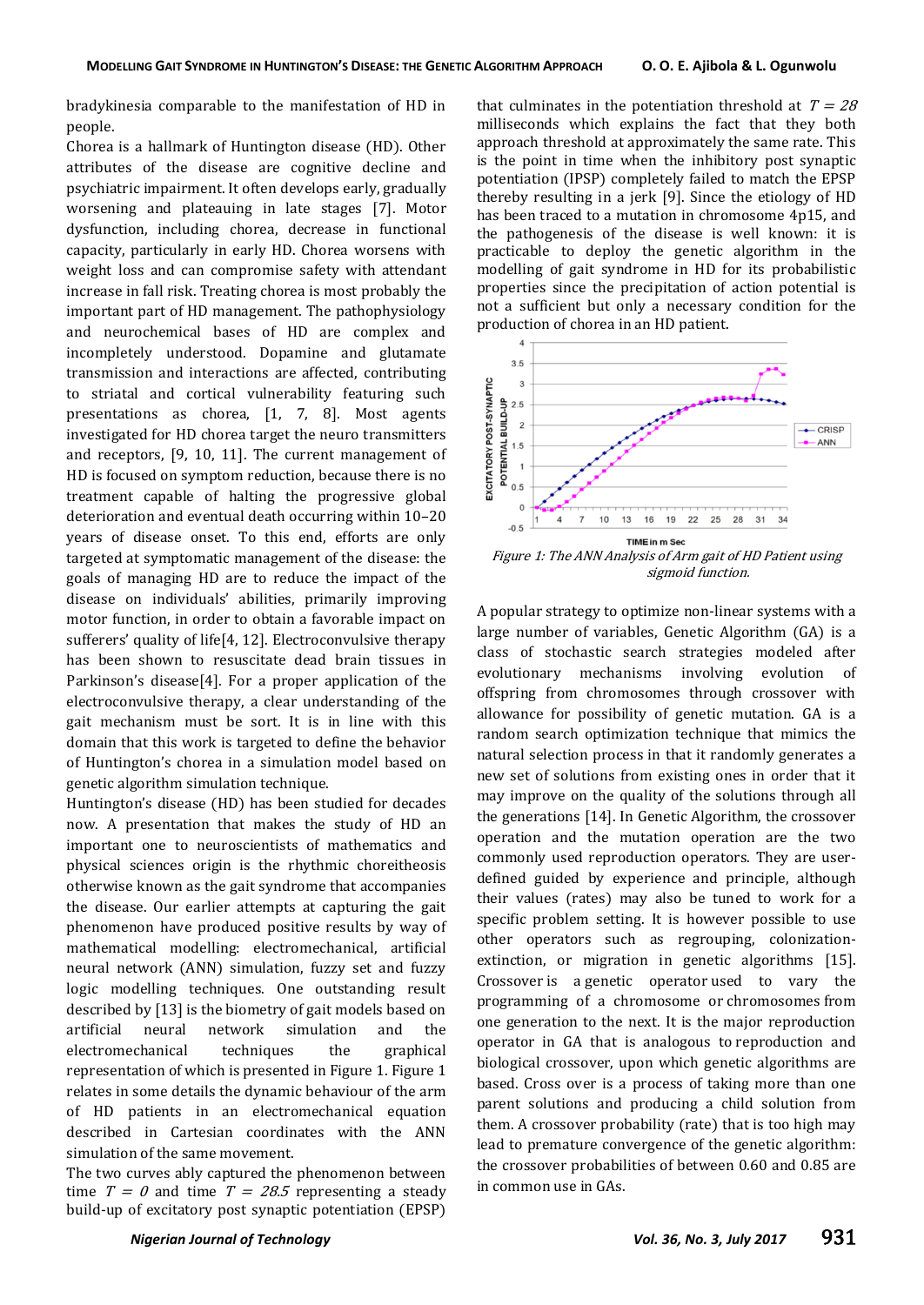bradykinesia comparable to the manifestation of HD in people.

Chorea is a hallmark of Huntington disease (HD). Other attributes of the disease are cognitive decline and psychiatric impairment. It often develops early, gradually worsening and plateauing in late stages [7]. Motor dysfunction, including chorea, decrease in functional capacity, particularly in early HD. Chorea worsens with weight loss and can compromise safety with attendant increase in fall risk. Treating chorea is most probably the important part of HD management. The pathophysiology and neurochemical bases of HD are complex and incompletely understood. Dopamine and glutamate transmission and interactions are affected, contributing to striatal and cortical vulnerability featuring such presentations as chorea, [1, 7, 8]. Most agents investigated for HD chorea target the neuro transmitters and receptors, [9, 10, 11]. The current management of HD is focused on symptom reduction, because there is no treatment capable of halting the progressive global deterioration and eventual death occurring within 10–20 years of disease onset. To this end, efforts are only targeted at symptomatic management of the disease: the goals of managing HD are to reduce the impact of the disease on individuals' abilities, primarily improving motor function, in order to obtain a favorable impact on sufferers' quality of life[4, 12]. Electroconvulsive therapy has been shown to resuscitate dead brain tissues in Parkinson's disease[4]. For a proper application of the electroconvulsive therapy, a clear understanding of the gait mechanism must be sort. It is in line with this domain that this work is targeted to define the behavior of Huntington's chorea in a simulation model based on genetic algorithm simulation technique.

Huntington's disease (HD) has been studied for decades now. A presentation that makes the study of HD an important one to neuroscientists of mathematics and physical sciences origin is the rhythmic choreitheosis otherwise known as the gait syndrome that accompanies the disease. Our earlier attempts at capturing the gait phenomenon have produced positive results by way of mathematical modelling: electromechanical, artificial neural network (ANN) simulation, fuzzy set and fuzzy logic modelling techniques. One outstanding result described by [13] is the biometry of gait models based on artificial neural network simulation and the electromechanical techniques the graphical representation of which is presented in Figure 1. Figure 1 relates in some details the dynamic behaviour of the arm of HD patients in an electromechanical equation described in Cartesian coordinates with the ANN simulation of the same movement.

The two curves ably captured the phenomenon between time $T = 0$ and time $T = 28.5$ representing a steady build-up of excitatory post synaptic potentiation (EPSP) that culminates in the potentiation threshold at $T = 28$ milliseconds which explains the fact that they both approach threshold at approximately the same rate. This is the point in time when the inhibitory post synaptic potentiation (IPSP) completely failed to match the EPSP thereby resulting in a jerk [9]. Since the etiology of HD has been traced to a mutation in chromosome 4p15, and the pathogenesis of the disease is well known: it is practicable to deploy the genetic algorithm in the modelling of gait syndrome in HD for its probabilistic properties since the precipitation of action potential is not a sufficient but only a necessary condition for the production of chorea in an HD patient.

*Figure 1: The ANN Analysis of Arm gait of HD Patient using sigmoid function.*

A popular strategy to optimize non-linear systems with a large number of variables, Genetic Algorithm (GA) is a class of stochastic search strategies modeled after evolutionary mechanisms involving evolution of offspring from chromosomes through crossover with allowance for possibility of genetic mutation. GA is a random search optimization technique that mimics the natural selection process in that it randomly generates a new set of solutions from existing ones in order that it may improve on the quality of the solutions through all the generations [14]. In Genetic Algorithm, the crossover operation and the mutation operation are the two commonly used reproduction operators. They are user-defined guided by experience and principle, although their values (rates) may also be tuned to work for a specific problem setting. It is however possible to use other operators such as regrouping, colonization-extinction, or migration in genetic algorithms [15]. Crossover is a genetic operator used to vary the programming of a chromosome or chromosomes from one generation to the next. It is the major reproduction operator in GA that is analogous to reproduction and biological crossover, upon which genetic algorithms are based. Cross over is a process of taking more than one parent solutions and producing a child solution from them. A crossover probability (rate) that is too high may lead to premature convergence of the genetic algorithm: the crossover probabilities of between 0.60 and 0.85 are in common use in GAs.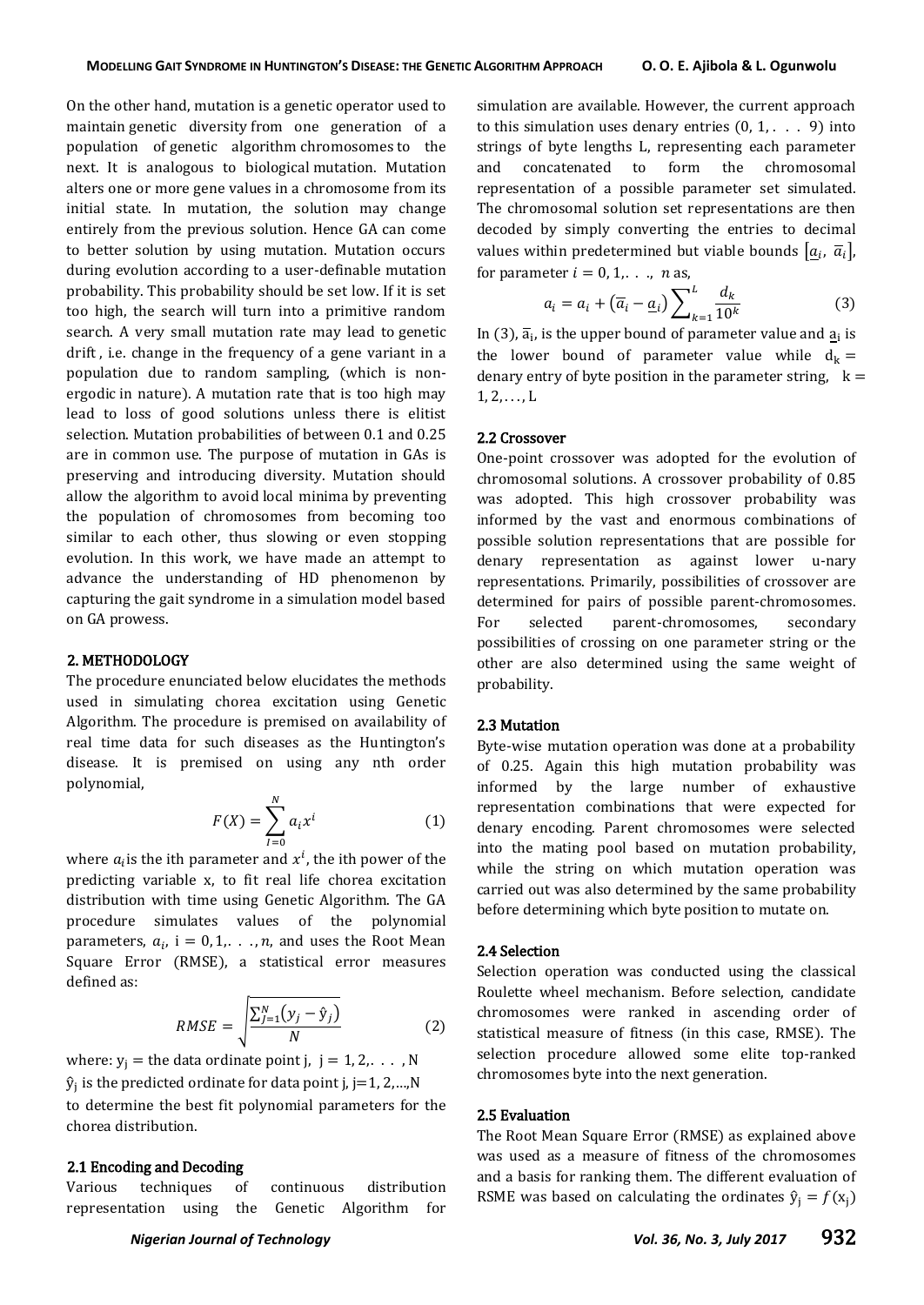On the other hand, mutation is a genetic operator used to maintain genetic diversity from one generation of a population of genetic algorithm chromosomes to the next. It is analogous to biological mutation. Mutation alters one or more gene values in a chromosome from its initial state. In mutation, the solution may change entirely from the previous solution. Hence GA can come to better solution by using mutation. Mutation occurs during evolution according to a user-definable mutation probability. This probability should be set low. If it is set too high, the search will turn into a primitive random search. A very small mutation rate may lead to genetic drift , i.e. change in the frequency of a gene variant in a population due to random sampling, (which is non-ergodic in nature). A mutation rate that is too high may lead to loss of good solutions unless there is elitist selection. Mutation probabilities of between 0.1 and 0.25 are in common use. The purpose of mutation in GAs is preserving and introducing diversity. Mutation should allow the algorithm to avoid local minima by preventing the population of chromosomes from becoming too similar to each other, thus slowing or even stopping evolution. In this work, we have made an attempt to advance the understanding of HD phenomenon by capturing the gait syndrome in a simulation model based on GA prowess.

## 2. METHODOLOGY

The procedure enunciated below elucidates the methods used in simulating chorea excitation using Genetic Algorithm. The procedure is premised on availability of real time data for such diseases as the Huntington's disease. It is premised on using any nth order polynomial,

$$F(X) = \sum_{I=0}^{N} a_i x^i \tag{1}$$

where $a_i$ is the ith parameter and $x^i$, the ith power of the predicting variable x, to fit real life chorea excitation distribution with time using Genetic Algorithm. The GA procedure simulates values of the polynomial parameters, $a_i$, $i = 0, 1, \ldots, n$, and uses the Root Mean Square Error (RMSE), a statistical error measures defined as:

$$RMSE = \sqrt{\frac{\sum_{J=1}^{N}(y_j - \hat{y}_j)}{N}} \tag{2}$$

where: $y_j$ = the data ordinate point j, $j = 1, 2, \ldots, N$
$\hat{y}_j$ is the predicted ordinate for data point j, j=1, 2,…,N
to determine the best fit polynomial parameters for the chorea distribution.

### 2.1 Encoding and Decoding

Various techniques of continuous distribution representation using the Genetic Algorithm for simulation are available. However, the current approach to this simulation uses denary entries (0, 1, . . . 9) into strings of byte lengths L, representing each parameter and concatenated to form the chromosomal representation of a possible parameter set simulated. The chromosomal solution set representations are then decoded by simply converting the entries to decimal values within predetermined but viable bounds $[\underline{a}_i, \overline{a}_i]$, for parameter $i = 0, 1, \ldots, n$ as,

$$a_i = a_i + (\overline{a}_i - \underline{a}_i) \sum_{k=1}^{L} \frac{d_k}{10^k} \tag{3}$$

In (3), $\overline{a}_i$, is the upper bound of parameter value and $\underline{a}_i$ is the lower bound of parameter value while $d_k$ = denary entry of byte position in the parameter string, $k = 1, 2, \ldots, L$

### 2.2 Crossover

One-point crossover was adopted for the evolution of chromosomal solutions. A crossover probability of 0.85 was adopted. This high crossover probability was informed by the vast and enormous combinations of possible solution representations that are possible for denary representation as against lower u-nary representations. Primarily, possibilities of crossover are determined for pairs of possible parent-chromosomes. For selected parent-chromosomes, secondary possibilities of crossing on one parameter string or the other are also determined using the same weight of probability.

### 2.3 Mutation

Byte-wise mutation operation was done at a probability of 0.25. Again this high mutation probability was informed by the large number of exhaustive representation combinations that were expected for denary encoding. Parent chromosomes were selected into the mating pool based on mutation probability, while the string on which mutation operation was carried out was also determined by the same probability before determining which byte position to mutate on.

### 2.4 Selection

Selection operation was conducted using the classical Roulette wheel mechanism. Before selection, candidate chromosomes were ranked in ascending order of statistical measure of fitness (in this case, RMSE). The selection procedure allowed some elite top-ranked chromosomes byte into the next generation.

### 2.5 Evaluation

The Root Mean Square Error (RMSE) as explained above was used as a measure of fitness of the chromosomes and a basis for ranking them. The different evaluation of RSME was based on calculating the ordinates $\hat{y}_j = f(x_j)$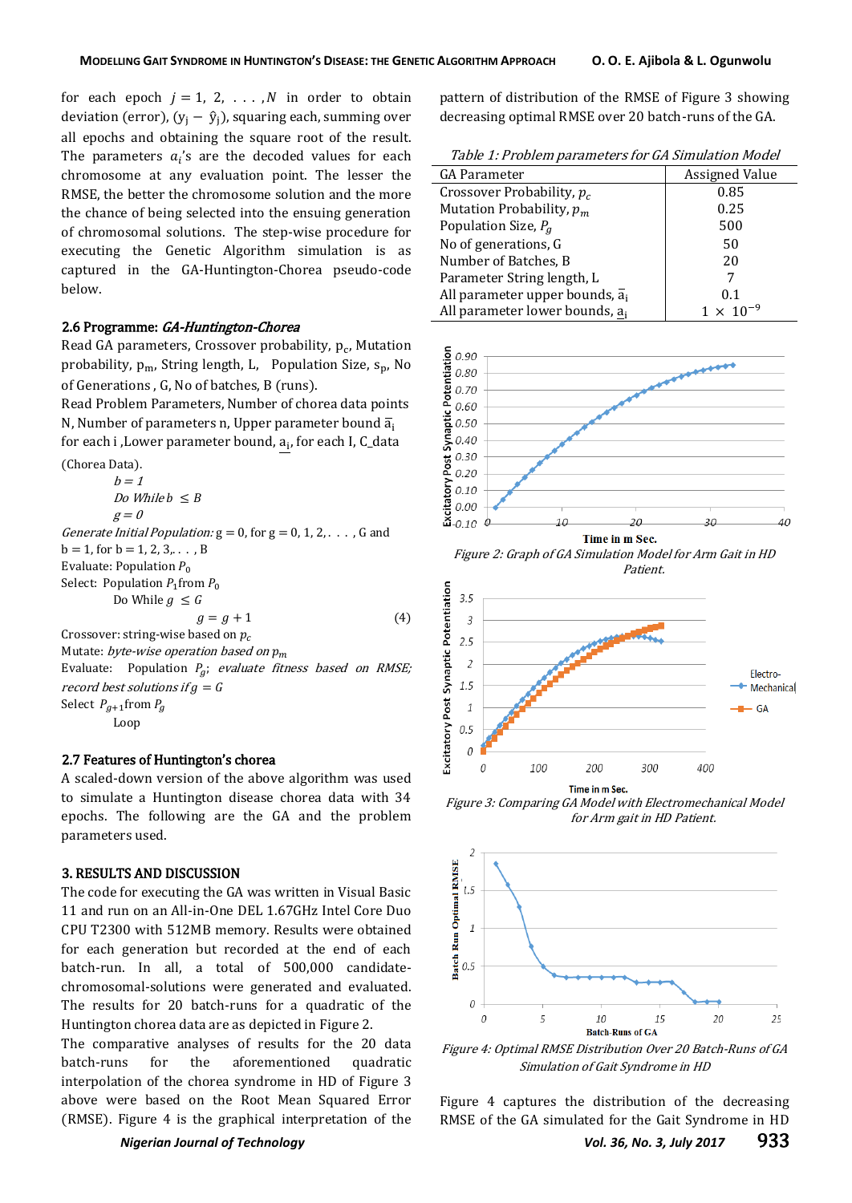for each epoch $j = 1, 2, ..., N$ in order to obtain deviation (error), $(y_j - \hat{y}_j)$, squaring each, summing over all epochs and obtaining the square root of the result. The parameters $a_i$'s are the decoded values for each chromosome at any evaluation point. The lesser the RMSE, the better the chromosome solution and the more the chance of being selected into the ensuing generation of chromosomal solutions. The step-wise procedure for executing the Genetic Algorithm simulation is as captured in the GA-Huntington-Chorea pseudo-code below.

### 2.6 Programme: *GA-Huntington-Chorea*

Read GA parameters, Crossover probability, $p_c$, Mutation probability, $p_m$, String length, L, Population Size, $s_p$, No of Generations , G, No of batches, B (runs).
Read Problem Parameters, Number of chorea data points N, Number of parameters n, Upper parameter bound $\bar{a}_i$ for each i ,Lower parameter bound, $\underline{a}_i$, for each I, C_data (Chorea Data).

```
        b = 1
        Do While b ≤ B
        g = 0
Generate Initial Population: g = 0, for g = 0, 1, 2, . . . , G and
b = 1, for b = 1, 2, 3,. . . , B
Evaluate: Population P_0
Select: Population P_1 from P_0
        Do While g ≤ G
                g = g + 1                          (4)
Crossover: string-wise based on p_c
Mutate: byte-wise operation based on p_m
Evaluate: Population P_g; evaluate fitness based on RMSE;
record best solutions if g = G
Select P_{g+1} from P_g
        Loop
```

### 2.7 Features of Huntington's chorea

A scaled-down version of the above algorithm was used to simulate a Huntington disease chorea data with 34 epochs. The following are the GA and the problem parameters used.

## 3. RESULTS AND DISCUSSION

The code for executing the GA was written in Visual Basic 11 and run on an All-in-One DEL 1.67GHz Intel Core Duo CPU T2300 with 512MB memory. Results were obtained for each generation but recorded at the end of each batch-run. In all, a total of 500,000 candidate-chromosomal-solutions were generated and evaluated. The results for 20 batch-runs for a quadratic of the Huntington chorea data are as depicted in Figure 2.

The comparative analyses of results for the 20 data batch-runs for the aforementioned quadratic interpolation of the chorea syndrome in HD of Figure 3 above were based on the Root Mean Squared Error (RMSE). Figure 4 is the graphical interpretation of the pattern of distribution of the RMSE of Figure 3 showing decreasing optimal RMSE over 20 batch-runs of the GA.

*Table 1: Problem parameters for GA Simulation Model*

| GA Parameter | Assigned Value |
|---|---|
| Crossover Probability, $p_c$ | 0.85 |
| Mutation Probability, $p_m$ | 0.25 |
| Population Size, $P_g$ | 500 |
| No of generations, G | 50 |
| Number of Batches, B | 20 |
| Parameter String length, L | 7 |
| All parameter upper bounds, $\bar{a}_i$ | 0.1 |
| All parameter lower bounds, $\underline{a}_i$ | $1 \times 10^{-9}$ |

*Figure 2: Graph of GA Simulation Model for Arm Gait in HD Patient.*

*Figure 3: Comparing GA Model with Electromechanical Model for Arm gait in HD Patient.*

*Figure 4: Optimal RMSE Distribution Over 20 Batch-Runs of GA Simulation of Gait Syndrome in HD*

Figure 4 captures the distribution of the decreasing RMSE of the GA simulated for the Gait Syndrome in HD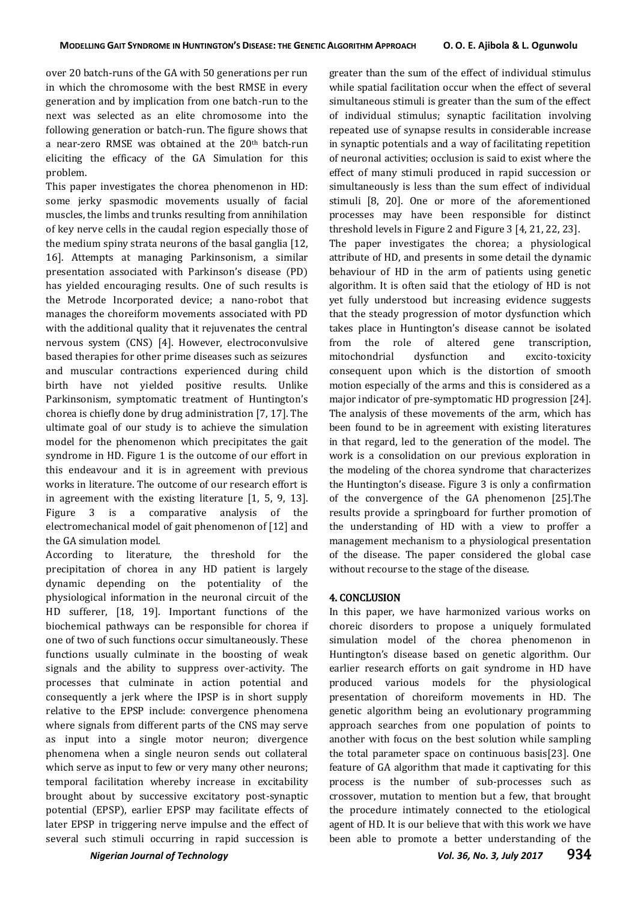over 20 batch-runs of the GA with 50 generations per run in which the chromosome with the best RMSE in every generation and by implication from one batch-run to the next was selected as an elite chromosome into the following generation or batch-run. The figure shows that a near-zero RMSE was obtained at the 20th batch-run eliciting the efficacy of the GA Simulation for this problem.

This paper investigates the chorea phenomenon in HD: some jerky spasmodic movements usually of facial muscles, the limbs and trunks resulting from annihilation of key nerve cells in the caudal region especially those of the medium spiny strata neurons of the basal ganglia [12, 16]. Attempts at managing Parkinsonism, a similar presentation associated with Parkinson's disease (PD) has yielded encouraging results. One of such results is the Metrode Incorporated device; a nano-robot that manages the choreiform movements associated with PD with the additional quality that it rejuvenates the central nervous system (CNS) [4]. However, electroconvulsive based therapies for other prime diseases such as seizures and muscular contractions experienced during child birth have not yielded positive results. Unlike Parkinsonism, symptomatic treatment of Huntington's chorea is chiefly done by drug administration [7, 17]. The ultimate goal of our study is to achieve the simulation model for the phenomenon which precipitates the gait syndrome in HD. Figure 1 is the outcome of our effort in this endeavour and it is in agreement with previous works in literature. The outcome of our research effort is in agreement with the existing literature [1, 5, 9, 13]. Figure 3 is a comparative analysis of the electromechanical model of gait phenomenon of [12] and the GA simulation model.

According to literature, the threshold for the precipitation of chorea in any HD patient is largely dynamic depending on the potentiality of the physiological information in the neuronal circuit of the HD sufferer, [18, 19]. Important functions of the biochemical pathways can be responsible for chorea if one of two of such functions occur simultaneously. These functions usually culminate in the boosting of weak signals and the ability to suppress over-activity. The processes that culminate in action potential and consequently a jerk where the IPSP is in short supply relative to the EPSP include: convergence phenomena where signals from different parts of the CNS may serve as input into a single motor neuron; divergence phenomena when a single neuron sends out collateral which serve as input to few or very many other neurons; temporal facilitation whereby increase in excitability brought about by successive excitatory post-synaptic potential (EPSP), earlier EPSP may facilitate effects of later EPSP in triggering nerve impulse and the effect of several such stimuli occurring in rapid succession is greater than the sum of the effect of individual stimulus while spatial facilitation occur when the effect of several simultaneous stimuli is greater than the sum of the effect of individual stimulus; synaptic facilitation involving repeated use of synapse results in considerable increase in synaptic potentials and a way of facilitating repetition of neuronal activities; occlusion is said to exist where the effect of many stimuli produced in rapid succession or simultaneously is less than the sum effect of individual stimuli [8, 20]. One or more of the aforementioned processes may have been responsible for distinct threshold levels in Figure 2 and Figure 3 [4, 21, 22, 23].

The paper investigates the chorea; a physiological attribute of HD, and presents in some detail the dynamic behaviour of HD in the arm of patients using genetic algorithm. It is often said that the etiology of HD is not yet fully understood but increasing evidence suggests that the steady progression of motor dysfunction which takes place in Huntington's disease cannot be isolated from the role of altered gene transcription, mitochondrial dysfunction and excito-toxicity consequent upon which is the distortion of smooth motion especially of the arms and this is considered as a major indicator of pre-symptomatic HD progression [24]. The analysis of these movements of the arm, which has been found to be in agreement with existing literatures in that regard, led to the generation of the model. The work is a consolidation on our previous exploration in the modeling of the chorea syndrome that characterizes the Huntington's disease. Figure 3 is only a confirmation of the convergence of the GA phenomenon [25].The results provide a springboard for further promotion of the understanding of HD with a view to proffer a management mechanism to a physiological presentation of the disease. The paper considered the global case without recourse to the stage of the disease.

## 4. CONCLUSION

In this paper, we have harmonized various works on choreic disorders to propose a uniquely formulated simulation model of the chorea phenomenon in Huntington's disease based on genetic algorithm. Our earlier research efforts on gait syndrome in HD have produced various models for the physiological presentation of choreiform movements in HD. The genetic algorithm being an evolutionary programming approach searches from one population of points to another with focus on the best solution while sampling the total parameter space on continuous basis[23]. One feature of GA algorithm that made it captivating for this process is the number of sub-processes such as crossover, mutation to mention but a few, that brought the procedure intimately connected to the etiological agent of HD. It is our believe that with this work we have been able to promote a better understanding of the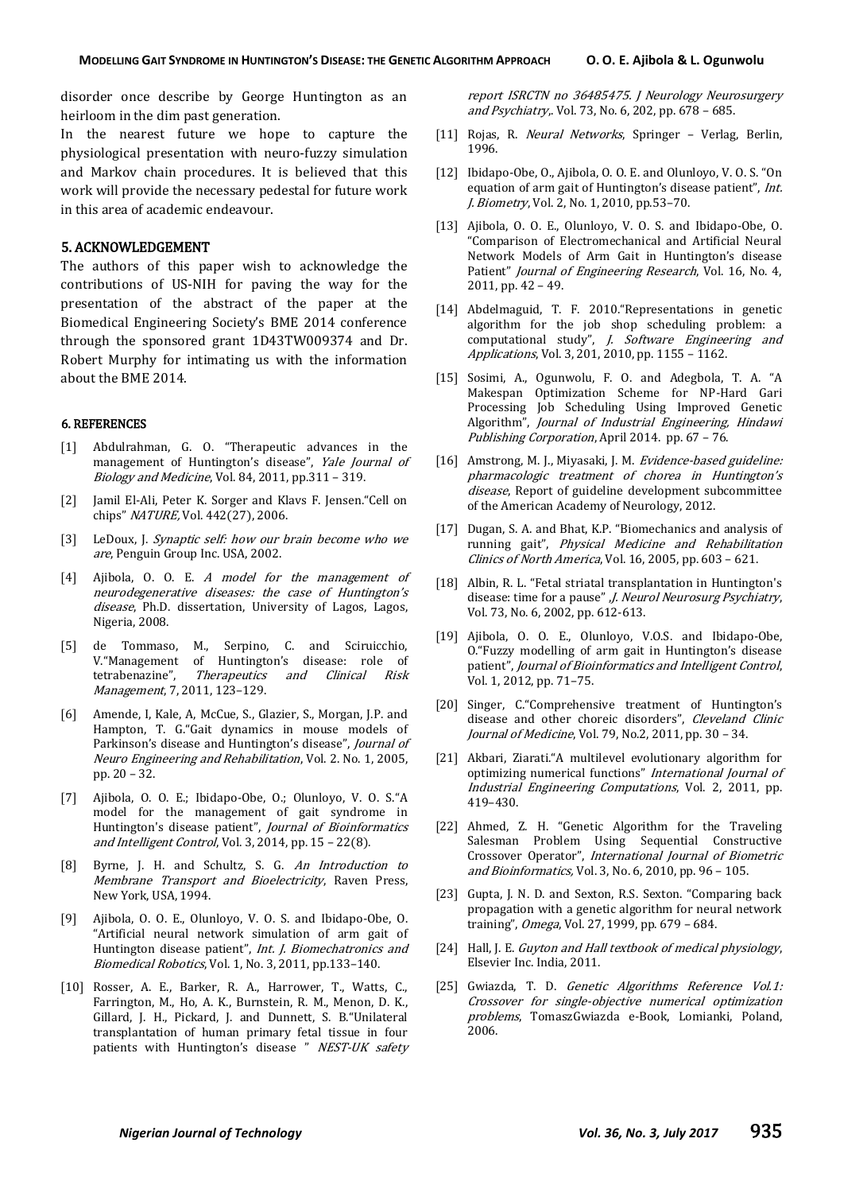disorder once describe by George Huntington as an heirloom in the dim past generation.

In the nearest future we hope to capture the physiological presentation with neuro-fuzzy simulation and Markov chain procedures. It is believed that this work will provide the necessary pedestal for future work in this area of academic endeavour.

## 5. ACKNOWLEDGEMENT

The authors of this paper wish to acknowledge the contributions of US-NIH for paving the way for the presentation of the abstract of the paper at the Biomedical Engineering Society's BME 2014 conference through the sponsored grant 1D43TW009374 and Dr. Robert Murphy for intimating us with the information about the BME 2014.

## 6. REFERENCES

[1] Abdulrahman, G. O. "Therapeutic advances in the management of Huntington's disease", *Yale Journal of Biology and Medicine*, Vol. 84, 2011, pp.311 – 319.

[2] Jamil El-Ali, Peter K. Sorger and Klavs F. Jensen."Cell on chips" *NATURE,* Vol. 442(27), 2006.

[3] LeDoux, J. *Synaptic self: how our brain become who we are*, Penguin Group Inc. USA, 2002.

[4] Ajibola, O. O. E. *A model for the management of neurodegenerative diseases: the case of Huntington's disease*, Ph.D. dissertation, University of Lagos, Lagos, Nigeria, 2008.

[5] de Tommaso, M., Serpino, C. and Sciruicchio, V."Management of Huntington's disease: role of tetrabenazine", *Therapeutics and Clinical Risk Management*, 7, 2011, 123–129.

[6] Amende, I, Kale, A, McCue, S., Glazier, S., Morgan, J.P. and Hampton, T. G."Gait dynamics in mouse models of Parkinson's disease and Huntington's disease", *Journal of Neuro Engineering and Rehabilitation*, Vol. 2. No. 1, 2005, pp. 20 – 32.

[7] Ajibola, O. O. E.; Ibidapo-Obe, O.; Olunloyo, V. O. S."A model for the management of gait syndrome in Huntington's disease patient", *Journal of Bioinformatics and Intelligent Control*, Vol. 3, 2014, pp. 15 – 22(8).

[8] Byrne, J. H. and Schultz, S. G. *An Introduction to Membrane Transport and Bioelectricity*, Raven Press, New York, USA, 1994.

[9] Ajibola, O. O. E., Olunloyo, V. O. S. and Ibidapo-Obe, O. "Artificial neural network simulation of arm gait of Huntington disease patient", *Int. J. Biomechatronics and Biomedical Robotics*, Vol. 1, No. 3, 2011, pp.133–140.

[10] Rosser, A. E., Barker, R. A., Harrower, T., Watts, C., Farrington, M., Ho, A. K., Burnstein, R. M., Menon, D. K., Gillard, J. H., Pickard, J. and Dunnett, S. B."Unilateral transplantation of human primary fetal tissue in four patients with Huntington's disease " *NEST-UK safety report ISRCTN no 36485475. J Neurology Neurosurgery and Psychiatry*,. Vol. 73, No. 6, 202, pp. 678 – 685.

[11] Rojas, R. *Neural Networks*, Springer – Verlag, Berlin, 1996.

[12] Ibidapo-Obe, O., Ajibola, O. O. E. and Olunloyo, V. O. S. "On equation of arm gait of Huntington's disease patient", *Int. J. Biometry*, Vol. 2, No. 1, 2010, pp.53–70.

[13] Ajibola, O. O. E., Olunloyo, V. O. S. and Ibidapo-Obe, O. "Comparison of Electromechanical and Artificial Neural Network Models of Arm Gait in Huntington's disease Patient" *Journal of Engineering Research*, Vol. 16, No. 4, 2011, pp. 42 – 49.

[14] Abdelmaguid, T. F. 2010."Representations in genetic algorithm for the job shop scheduling problem: a computational study", *J. Software Engineering and Applications*, Vol. 3, 201, 2010, pp. 1155 – 1162.

[15] Sosimi, A., Ogunwolu, F. O. and Adegbola, T. A. "A Makespan Optimization Scheme for NP-Hard Gari Processing Job Scheduling Using Improved Genetic Algorithm", *Journal of Industrial Engineering, Hindawi Publishing Corporation*, April 2014. pp. 67 – 76.

[16] Amstrong, M. J., Miyasaki, J. M. *Evidence-based guideline: pharmacologic treatment of chorea in Huntington's disease*, Report of guideline development subcommittee of the American Academy of Neurology, 2012.

[17] Dugan, S. A. and Bhat, K.P. "Biomechanics and analysis of running gait", *Physical Medicine and Rehabilitation Clinics of North America*, Vol. 16, 2005, pp. 603 – 621.

[18] Albin, R. L. "Fetal striatal transplantation in Huntington's disease: time for a pause" ,*J. Neurol Neurosurg Psychiatry*, Vol. 73, No. 6, 2002, pp. 612-613.

[19] Ajibola, O. O. E., Olunloyo, V.O.S. and Ibidapo-Obe, O."Fuzzy modelling of arm gait in Huntington's disease patient", *Journal of Bioinformatics and Intelligent Control*, Vol. 1, 2012, pp. 71–75.

[20] Singer, C."Comprehensive treatment of Huntington's disease and other choreic disorders", *Cleveland Clinic Journal of Medicine*, Vol. 79, No.2, 2011, pp. 30 – 34.

[21] Akbari, Ziarati."A multilevel evolutionary algorithm for optimizing numerical functions" *International Journal of Industrial Engineering Computations*, Vol. 2, 2011, pp. 419–430.

[22] Ahmed, Z. H. "Genetic Algorithm for the Traveling Salesman Problem Using Sequential Constructive Crossover Operator", *International Journal of Biometric and Bioinformatics,* Vol. 3, No. 6, 2010, pp. 96 – 105.

[23] Gupta, J. N. D. and Sexton, R.S. Sexton. "Comparing back propagation with a genetic algorithm for neural network training", *Omega*, Vol. 27, 1999, pp. 679 – 684.

[24] Hall, J. E. *Guyton and Hall textbook of medical physiology*, Elsevier Inc. India, 2011.

[25] Gwiazda, T. D. *Genetic Algorithms Reference Vol.1: Crossover for single-objective numerical optimization problems*, TomaszGwiazda e-Book, Lomianki, Poland, 2006.